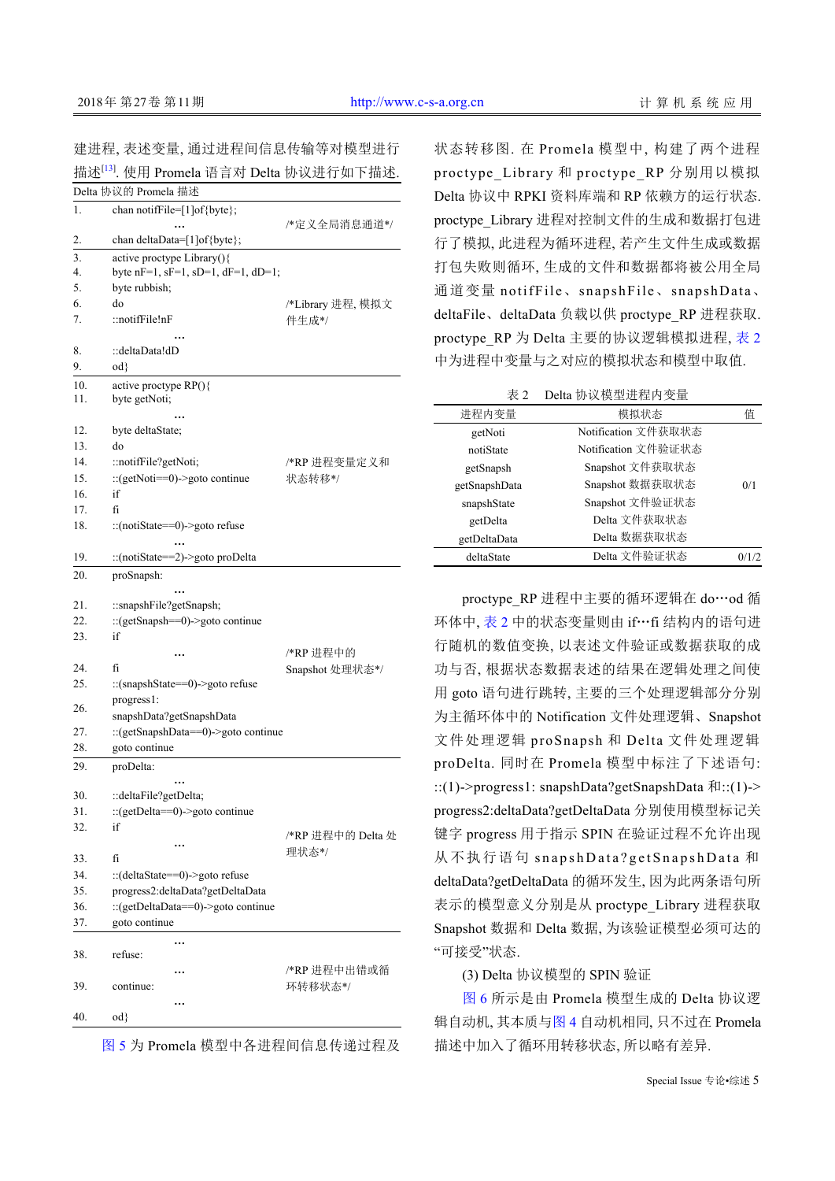建进程, 表述变量, 通过进程间信息传输等对模型进行描述[13]. 使用 Promela 语言对 Delta 协议进行如下描述.

Delta 协议的 Promela 描述

```
1.   chan notifFile=[1]of{byte};
         …                                   /*定义全局消息通道*/
2.   chan deltaData=[1]of{byte};
3.   active proctype Library(){
4.   byte nF=1, sF=1, sD=1, dF=1, dD=1;
5.   byte rubbish;
6.   do                                      /*Library 进程, 模拟文
7.   ::notifFile!nF                          件生成*/
         …
8.   ::deltaData!dD
9.   od}
10.  active proctype RP(){
11.  byte getNoti;
         …
12.  byte deltaState;
13.  do
14.  ::notifFile?getNoti;                    /*RP 进程变量定义和
15.  ::(getNoti==0)->goto continue           状态转移*/
16.  if
17.  fi
18.  ::(notiState==0)->goto refuse
         …
19.  ::(notiState==2)->goto proDelta
20.  proSnapsh:
         …
21.  ::snapshFile?getSnapsh;
22.  ::(getSnapsh==0)->goto continue
23.  if
         …                                   /*RP 进程中的
24.  fi                                      Snapshot 处理状态*/
25.  ::(snapshState==0)->goto refuse
26.  progress1:
     snapshData?getSnapshData
27.  ::(getSnapshData==0)->goto continue
28.  goto continue
29.  proDelta:
         …
30.  ::deltaFile?getDelta;
31.  ::(getDelta==0)->goto continue
32.  if                                      /*RP 进程中的 Delta 处
         …                                   理状态*/
33.  fi
34.  ::(deltaState==0)->goto refuse
35.  progress2:deltaData?getDeltaData
36.  ::(getDeltaData==0)->goto continue
37.  goto continue
         …
38.  refuse:
         …                                   /*RP 进程中出错或循
39.  continue:                               环转移状态*/
         …
40.  od}
```

图 5 为 Promela 模型中各进程间信息传递过程及状态转移图. 在 Promela 模型中, 构建了两个进程 proctype_Library 和 proctype_RP 分别用以模拟 Delta 协议中 RPKI 资料库端和 RP 依赖方的运行状态. proctype_Library 进程对控制文件的生成和数据打包进行了模拟, 此进程为循环进程, 若产生文件生成或数据打包失败则循环, 生成的文件和数据都将被公用全局通道变量 notifFile、snapshFile、snapshData、deltaFile、deltaData 负载以供 proctype_RP 进程获取. proctype_RP 为 Delta 主要的协议逻辑模拟进程, 表 2 中为进程中变量与之对应的模拟状态和模型中取值.

表 2 Delta 协议模型进程内变量

| 进程内变量 | 模拟状态 | 值 |
|---|---|---|
| getNoti | Notification 文件获取状态 | |
| notiState | Notification 文件验证状态 | |
| getSnapsh | Snapshot 文件获取状态 | |
| getSnapshData | Snapshot 数据获取状态 | 0/1 |
| snapshState | Snapshot 文件验证状态 | |
| getDelta | Delta 文件获取状态 | |
| getDeltaData | Delta 数据获取状态 | |
| deltaState | Delta 文件验证状态 | 0/1/2 |

proctype_RP 进程中主要的循环逻辑在 do…od 循环体中, 表 2 中的状态变量则由 if…fi 结构内的语句进行随机的数值变换, 以表述文件验证或数据获取的成功与否, 根据状态数据表述的结果在逻辑处理之间使用 goto 语句进行跳转, 主要的三个处理逻辑部分分别为主循环体中的 Notification 文件处理逻辑、Snapshot 文件处理逻辑 proSnapsh 和 Delta 文件处理逻辑 proDelta. 同时在 Promela 模型中标注了下述语句: ::(1)->progress1: snapshData?getSnapshData 和::(1)->progress2:deltaData?getDeltaData 分别使用模型标记关键字 progress 用于指示 SPIN 在验证过程不允许出现从不执行语句 snapshData?getSnapshData 和 deltaData?getDeltaData 的循环发生, 因为此两条语句所表示的模型意义分别是从 proctype_Library 进程获取 Snapshot 数据和 Delta 数据, 为该验证模型必须可达的“可接受”状态.

(3) Delta 协议模型的 SPIN 验证

图 6 所示是由 Promela 模型生成的 Delta 协议逻辑自动机, 其本质与图 4 自动机相同, 只不过在 Promela 描述中加入了循环用转移状态, 所以略有差异.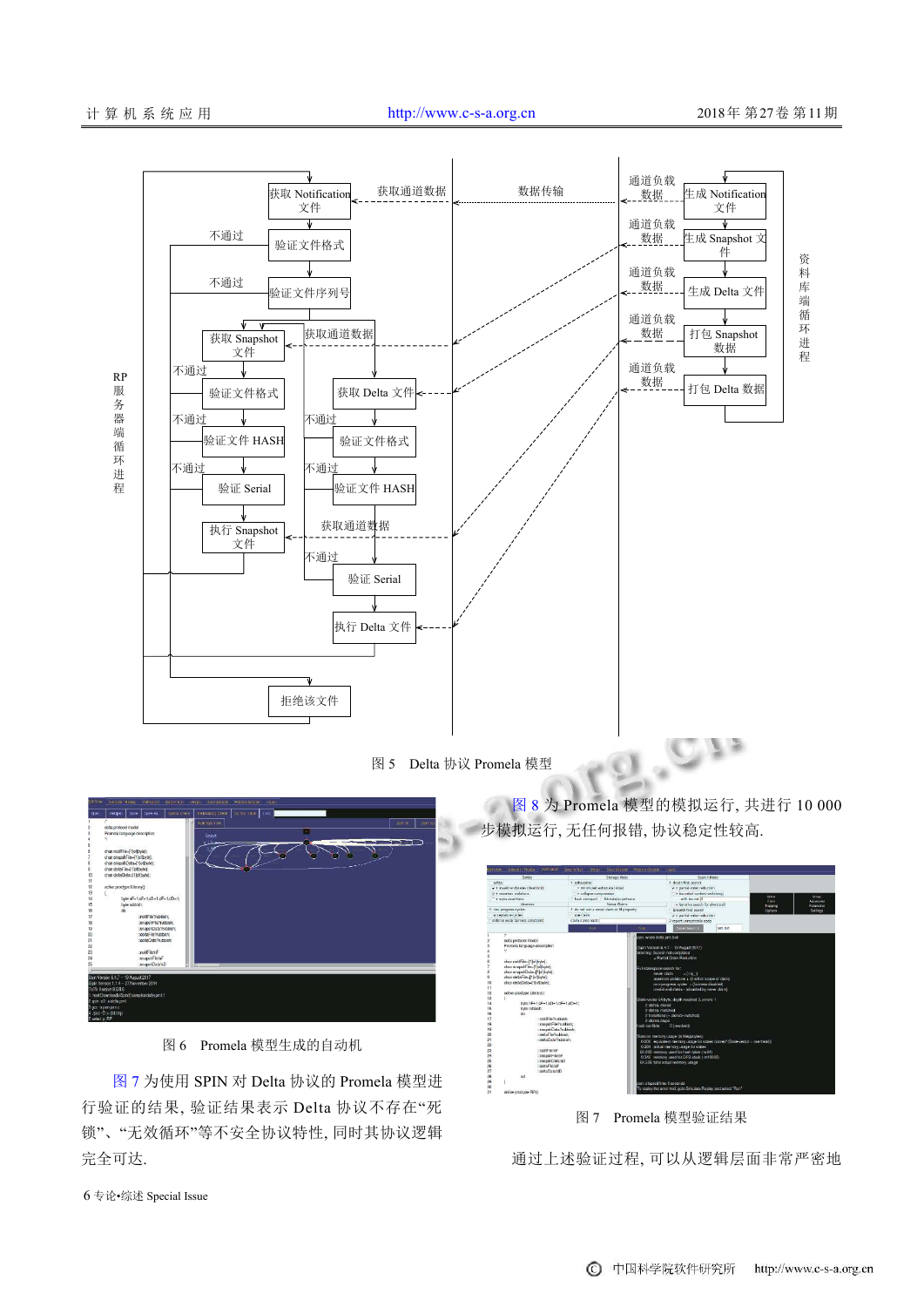图 5　Delta 协议 Promela 模型

图 6　Promela 模型生成的自动机

图 7 为使用 SPIN 对 Delta 协议的 Promela 模型进行验证的结果, 验证结果表示 Delta 协议不存在"死锁"、"无效循环"等不安全协议特性, 同时其协议逻辑完全可达.

图 8 为 Promela 模型的模拟运行, 共进行 10 000 步模拟运行, 无任何报错, 协议稳定性较高.

图 7　Promela 模型验证结果

通过上述验证过程, 可以从逻辑层面非常严密地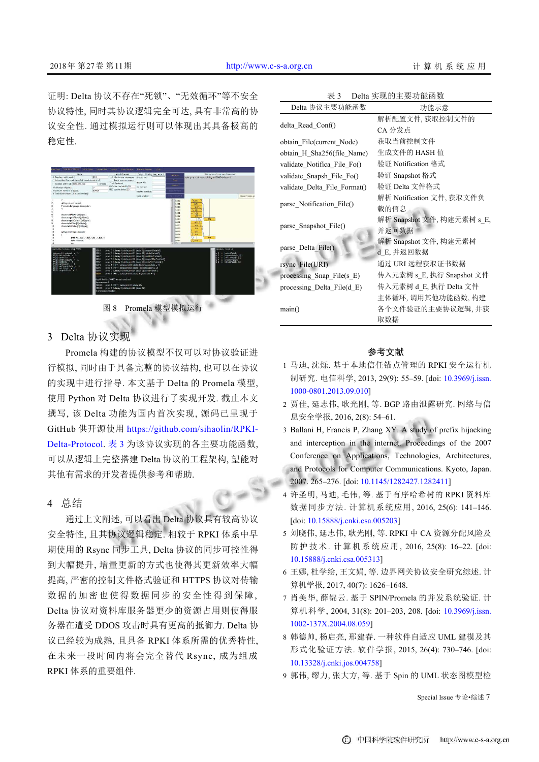证明: Delta 协议不存在“死锁”、“无效循环”等不安全协议特性, 同时其协议逻辑完全可达, 具有非常高的协议安全性. 通过模拟运行则可以体现出其具备极高的稳定性.

图 8　Promela 模型模拟运行

## 3　Delta 协议实现

Promela 构建的协议模型不仅可以对协议验证进行模拟, 同时由于具备完整的协议结构, 也可以在协议的实现中进行指导. 本文基于 Delta 的 Promela 模型, 使用 Python 对 Delta 协议进行了实现开发. 截止本文撰写, 该 Delta 功能为国内首次实现, 源码已呈现于 GitHub 供开源使用 https://github.com/sihaolin/RPKI-Delta-Protocol. 表 3 为该协议实现的各主要功能函数, 可以从逻辑上完整搭建 Delta 协议的工程架构, 望能对其他有需求的开发者提供参考和帮助.

## 4　总结

通过上文阐述, 可以看出 Delta 协议具有较高协议安全特性, 且其协议逻辑稳定. 相较于 RPKI 体系中早期使用的 Rsync 同步工具, Delta 协议的同步可控性得到大幅提升, 增量更新的方式也使得其更新效率大幅提高, 严密的控制文件格式验证和 HTTPS 协议对传输数据的加密也使得数据同步的安全性得到保障, Delta 协议对资料库服务器更少的资源占用则使得服务器在遭受 DDOS 攻击时具有更高的抵御力. Delta 协议已经较为成熟, 且具备 RPKI 体系所需的优秀特性, 在未来一段时间内将会完全替代 Rsync, 成为组成 RPKI 体系的重要组件.

表 3　Delta 实现的主要功能函数

| Delta 协议主要功能函数 | 功能示意 |
|---|---|
| delta_Read_Conf() | 解析配置文件, 获取控制文件的 CA 分发点 |
| obtain_File(current_Node) | 获取当前控制文件 |
| obtain_H_Sha256(file_Name) | 生成文件的 HASH 值 |
| validate_Notifica_File_Fo() | 验证 Notification 格式 |
| validate_Snapsh_File_Fo() | 验证 Snapshot 格式 |
| validate_Delta_File_Format() | 验证 Delta 文件格式 |
| parse_Notification_File() | 解析 Notification 文件, 获取文件负载的信息 |
| parse_Snapshot_File() | 解析 Snapshot 文件, 构建元素树 s_E, 并返回数据 |
| parse_Delta_File() | 解析 Snapshot 文件, 构建元素树 d_E, 并返回数据 |
| rsync_File(URI) | 通过 URI 远程获取证书数据 |
| processing_Snap_File(s_E) | 传入元素树 s_E, 执行 Snapshot 文件 |
| processing_Delta_File(d_E) | 传入元素树 d_E, 执行 Delta 文件 |
| main() | 主体循环, 调用其他功能函数, 构建各个文件验证的主要协议逻辑, 并获取数据 |

## 参考文献

1 马迪, 沈烁. 基于本地信任锚点管理的 RPKI 安全运行机制研究. 电信科学, 2013, 29(9): 55–59. [doi: 10.3969/j.issn.1000-0801.2013.09.010]

2 贾佳, 延志伟, 耿光刚, 等. BGP 路由泄露研究. 网络与信息安全学报, 2016, 2(8): 54–61.

3 Ballani H, Francis P, Zhang XY. A study of prefix hijacking and interception in the internet. Proceedings of the 2007 Conference on Applications, Technologies, Architectures, and Protocols for Computer Communications. Kyoto, Japan. 2007. 265–276. [doi: 10.1145/1282427.1282411]

4 许圣明, 马迪, 毛伟, 等. 基于有序哈希树的 RPKI 资料库数据同步方法. 计算机系统应用, 2016, 25(6): 141–146. [doi: 10.15888/j.cnki.csa.005203]

5 刘晓伟, 延志伟, 耿光刚, 等. RPKI 中 CA 资源分配风险及防护技术. 计算机系统应用, 2016, 25(8): 16–22. [doi: 10.15888/j.cnki.csa.005313]

6 王娜, 杜学绘, 王文娟, 等. 边界网关协议安全研究综述. 计算机学报, 2017, 40(7): 1626–1648.

7 肖美华, 薛锦云. 基于 SPIN/Promela 的并发系统验证. 计算机科学, 2004, 31(8): 201–203, 208. [doi: 10.3969/j.issn.1002-137X.2004.08.059]

8 韩德帅, 杨启亮, 邢建春. 一种软件自适应 UML 建模及其形式化验证方法. 软件学报, 2015, 26(4): 730–746. [doi: 10.13328/j.cnki.jos.004758]

9 郭伟, 缪力, 张大方, 等. 基于 Spin 的 UML 状态图模型检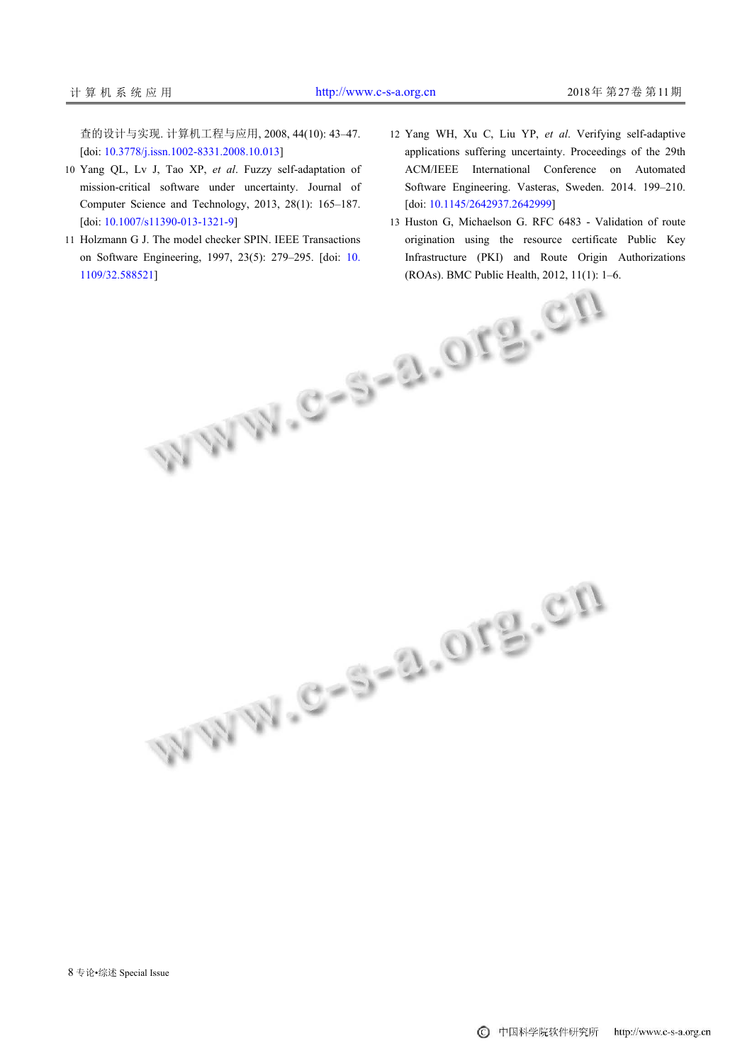查的设计与实现. 计算机工程与应用, 2008, 44(10): 43–47. [doi: 10.3778/j.issn.1002-8331.2008.10.013]

10 Yang QL, Lv J, Tao XP, *et al*. Fuzzy self-adaptation of mission-critical software under uncertainty. Journal of Computer Science and Technology, 2013, 28(1): 165–187. [doi: 10.1007/s11390-013-1321-9]

11 Holzmann G J. The model checker SPIN. IEEE Transactions on Software Engineering, 1997, 23(5): 279–295. [doi: 10.1109/32.588521]

12 Yang WH, Xu C, Liu YP, *et al*. Verifying self-adaptive applications suffering uncertainty. Proceedings of the 29th ACM/IEEE International Conference on Automated Software Engineering. Vasteras, Sweden. 2014. 199–210. [doi: 10.1145/2642937.2642999]

13 Huston G, Michaelson G. RFC 6483 - Validation of route origination using the resource certificate Public Key Infrastructure (PKI) and Route Origin Authorizations (ROAs). BMC Public Health, 2012, 11(1): 1–6.